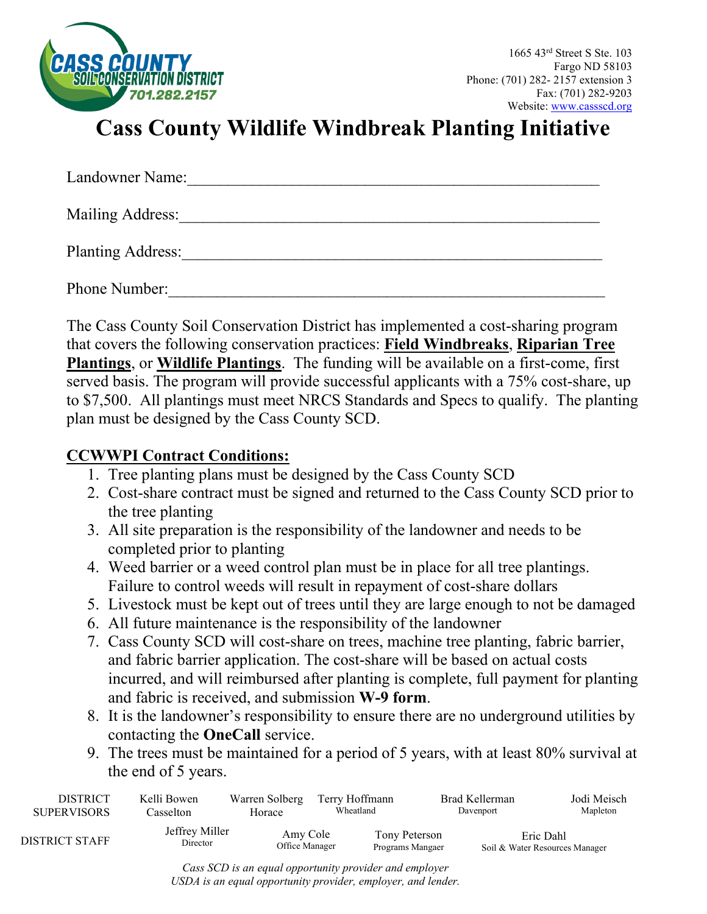**CASS COUNTY SOIL CONSERVATION DISTRICT**
**701.282.2157**

1665 43rd Street S Ste. 103
Fargo ND 58103
Phone: (701) 282- 2157 extension 3
Fax: (701) 282-9203
Website: www.cassscd.org

# Cass County Wildlife Windbreak Planting Initiative

Landowner Name:___________________________________________________

Mailing Address:___________________________________________________

Planting Address:__________________________________________________

Phone Number:____________________________________________________

The Cass County Soil Conservation District has implemented a cost-sharing program that covers the following conservation practices: **Field Windbreaks**, **Riparian Tree Plantings**, or **Wildlife Plantings**. The funding will be available on a first-come, first served basis. The program will provide successful applicants with a 75% cost-share, up to $7,500. All plantings must meet NRCS Standards and Specs to qualify. The planting plan must be designed by the Cass County SCD.

## CCWWPI Contract Conditions:

1. Tree planting plans must be designed by the Cass County SCD
2. Cost-share contract must be signed and returned to the Cass County SCD prior to the tree planting
3. All site preparation is the responsibility of the landowner and needs to be completed prior to planting
4. Weed barrier or a weed control plan must be in place for all tree plantings. Failure to control weeds will result in repayment of cost-share dollars
5. Livestock must be kept out of trees until they are large enough to not be damaged
6. All future maintenance is the responsibility of the landowner
7. Cass County SCD will cost-share on trees, machine tree planting, fabric barrier, and fabric barrier application. The cost-share will be based on actual costs incurred, and will reimbursed after planting is complete, full payment for planting and fabric is received, and submission **W-9 form**.
8. It is the landowner's responsibility to ensure there are no underground utilities by contacting the **OneCall** service.
9. The trees must be maintained for a period of 5 years, with at least 80% survival at the end of 5 years.

| DISTRICT SUPERVISORS | Kelli Bowen<br>Casselton | Warren Solberg<br>Horace | Terry Hoffmann<br>Wheatland | Brad Kellerman<br>Davenport | Jodi Meisch<br>Mapleton |
|---|---|---|---|---|---|
| DISTRICT STAFF | Jeffrey Miller<br>Director | Amy Cole<br>Office Manager | Tony Peterson<br>Programs Mangaer | Eric Dahl<br>Soil & Water Resources Manager | |

*Cass SCD is an equal opportunity provider and employer*
*USDA is an equal opportunity provider, employer, and lender.*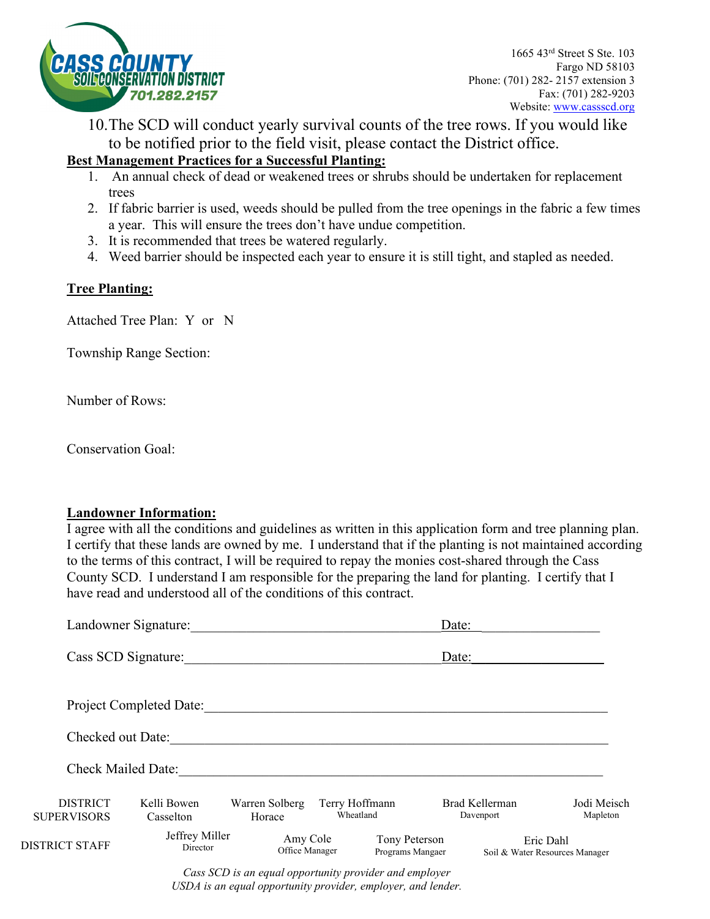10. The SCD will conduct yearly survival counts of the tree rows. If you would like to be notified prior to the field visit, please contact the District office.

**Best Management Practices for a Successful Planting:**

1. An annual check of dead or weakened trees or shrubs should be undertaken for replacement trees
2. If fabric barrier is used, weeds should be pulled from the tree openings in the fabric a few times a year. This will ensure the trees don't have undue competition.
3. It is recommended that trees be watered regularly.
4. Weed barrier should be inspected each year to ensure it is still tight, and stapled as needed.

**Tree Planting:**

Attached Tree Plan: Y or N

Township Range Section:

Number of Rows:

Conservation Goal:

**Landowner Information:**

I agree with all the conditions and guidelines as written in this application form and tree planning plan. I certify that these lands are owned by me. I understand that if the planting is not maintained according to the terms of this contract, I will be required to repay the monies cost-shared through the Cass County SCD. I understand I am responsible for the preparing the land for planting. I certify that I have read and understood all of the conditions of this contract.

Landowner Signature:______________________________________ Date:_________________

Cass SCD Signature:______________________________________ Date:_________________

Project Completed Date:____________________________________________________________

Checked out Date:_________________________________________________________________

Check Mailed Date:________________________________________________________________

DISTRICT SUPERVISORS: Kelli Bowen (Casselton), Warren Solberg (Horace), Terry Hoffmann (Wheatland), Brad Kellerman (Davenport), Jodi Meisch (Mapleton)

DISTRICT STAFF: Jeffrey Miller (Director), Amy Cole (Office Manager), Tony Peterson (Programs Mangaer), Eric Dahl (Soil & Water Resources Manager)

*Cass SCD is an equal opportunity provider and employer*
*USDA is an equal opportunity provider, employer, and lender.*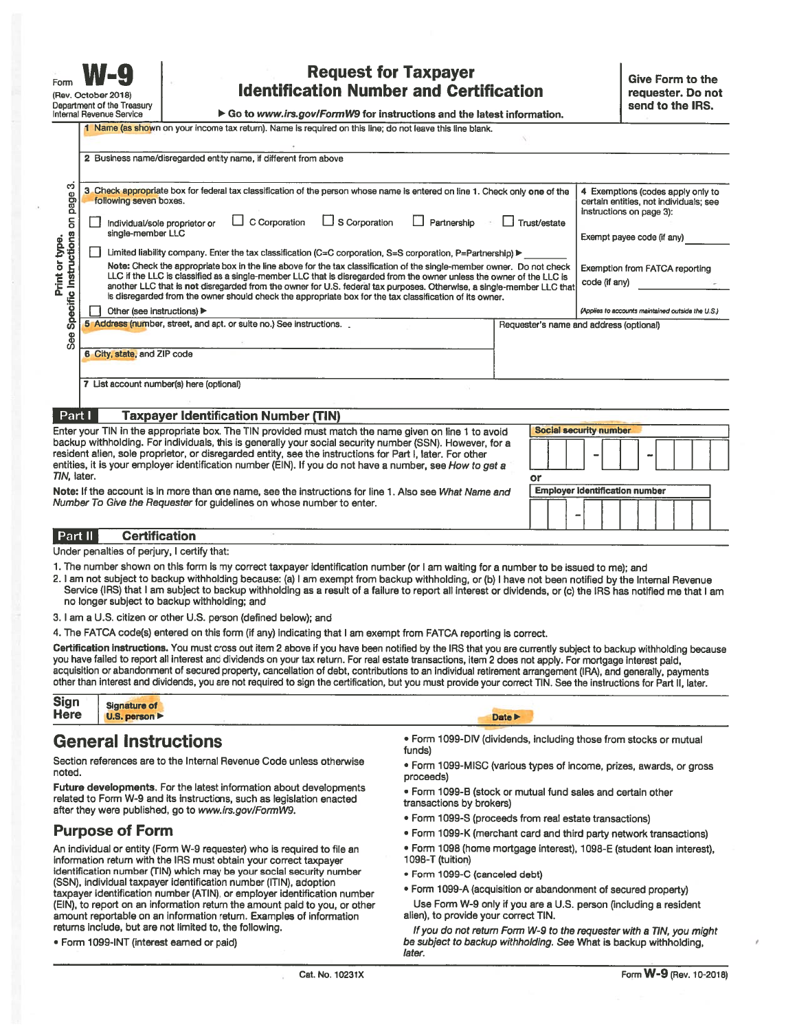Form **W-9**
(Rev. October 2018)
Department of the Treasury
Internal Revenue Service

# Request for Taxpayer Identification Number and Certification

▶ Go to *www.irs.gov/FormW9* for instructions and the latest information.

**Give Form to the requester. Do not send to the IRS.**

Print or type.
See Specific Instructions on page 3.

1 Name (as shown on your income tax return). Name is required on this line; do not leave this line blank.

2 Business name/disregarded entity name, if different from above

3 Check appropriate box for federal tax classification of the person whose name is entered on line 1. Check only **one** of the following seven boxes.

☐ Individual/sole proprietor or single-member LLC ☐ C Corporation ☐ S Corporation ☐ Partnership ☐ Trust/estate

☐ Limited liability company. Enter the tax classification (C=C corporation, S=S corporation, P=Partnership) ▶

**Note:** Check the appropriate box in the line above for the tax classification of the single-member owner. Do not check LLC if the LLC is classified as a single-member LLC that is disregarded from the owner unless the owner of the LLC is another LLC that is **not** disregarded from the owner for U.S. federal tax purposes. Otherwise, a single-member LLC that is disregarded from the owner should check the appropriate box for the tax classification of its owner.

☐ Other (see instructions) ▶

4 Exemptions (codes apply only to certain entities, not individuals; see instructions on page 3):

Exempt payee code (if any)

Exemption from FATCA reporting code (if any)

*(Applies to accounts maintained outside the U.S.)*

5 Address (number, street, and apt. or suite no.) See instructions.

Requester's name and address (optional)

6 City, state, and ZIP code

7 List account number(s) here (optional)

## Part I Taxpayer Identification Number (TIN)

Enter your TIN in the appropriate box. The TIN provided must match the name given on line 1 to avoid backup withholding. For individuals, this is generally your social security number (SSN). However, for a resident alien, sole proprietor, or disregarded entity, see the instructions for Part I, later. For other entities, it is your employer identification number (EIN). If you do not have a number, see *How to get a TIN,* later.

**Note:** If the account is in more than one name, see the instructions for line 1. Also see *What Name and Number To Give the Requester* for guidelines on whose number to enter.

**Social security number**

| | | | – | | | – | | | | |

or

**Employer identification number**

| | | – | | | | | | | |

## Part II Certification

Under penalties of perjury, I certify that:

1. The number shown on this form is my correct taxpayer identification number (or I am waiting for a number to be issued to me); and
2. I am not subject to backup withholding because: (a) I am exempt from backup withholding, or (b) I have not been notified by the Internal Revenue Service (IRS) that I am subject to backup withholding as a result of a failure to report all interest or dividends, or (c) the IRS has notified me that I am no longer subject to backup withholding; and
3. I am a U.S. citizen or other U.S. person (defined below); and
4. The FATCA code(s) entered on this form (if any) indicating that I am exempt from FATCA reporting is correct.

**Certification instructions.** You must cross out item 2 above if you have been notified by the IRS that you are currently subject to backup withholding because you have failed to report all interest and dividends on your tax return. For real estate transactions, item 2 does not apply. For mortgage interest paid, acquisition or abandonment of secured property, cancellation of debt, contributions to an individual retirement arrangement (IRA), and generally, payments other than interest and dividends, you are not required to sign the certification, but you must provide your correct TIN. See the instructions for Part II, later.

**Sign Here** Signature of U.S. person ▶ Date ▶

# General Instructions

Section references are to the Internal Revenue Code unless otherwise noted.

**Future developments.** For the latest information about developments related to Form W-9 and its instructions, such as legislation enacted after they were published, go to *www.irs.gov/FormW9.*

## Purpose of Form

An individual or entity (Form W-9 requester) who is required to file an information return with the IRS must obtain your correct taxpayer identification number (TIN) which may be your social security number (SSN), individual taxpayer identification number (ITIN), adoption taxpayer identification number (ATIN), or employer identification number (EIN), to report on an information return the amount paid to you, or other amount reportable on an information return. Examples of information returns include, but are not limited to, the following.

- Form 1099-INT (interest earned or paid)
- Form 1099-DIV (dividends, including those from stocks or mutual funds)
- Form 1099-MISC (various types of income, prizes, awards, or gross proceeds)
- Form 1099-B (stock or mutual fund sales and certain other transactions by brokers)
- Form 1099-S (proceeds from real estate transactions)
- Form 1099-K (merchant card and third party network transactions)
- Form 1098 (home mortgage interest), 1098-E (student loan interest), 1098-T (tuition)
- Form 1099-C (canceled debt)
- Form 1099-A (acquisition or abandonment of secured property)

Use Form W-9 only if you are a U.S. person (including a resident alien), to provide your correct TIN.

*If you do not return Form W-9 to the requester with a TIN, you might be subject to backup withholding. See* What is backup withholding, *later.*

Cat. No. 10231X

Form **W-9** (Rev. 10-2018)